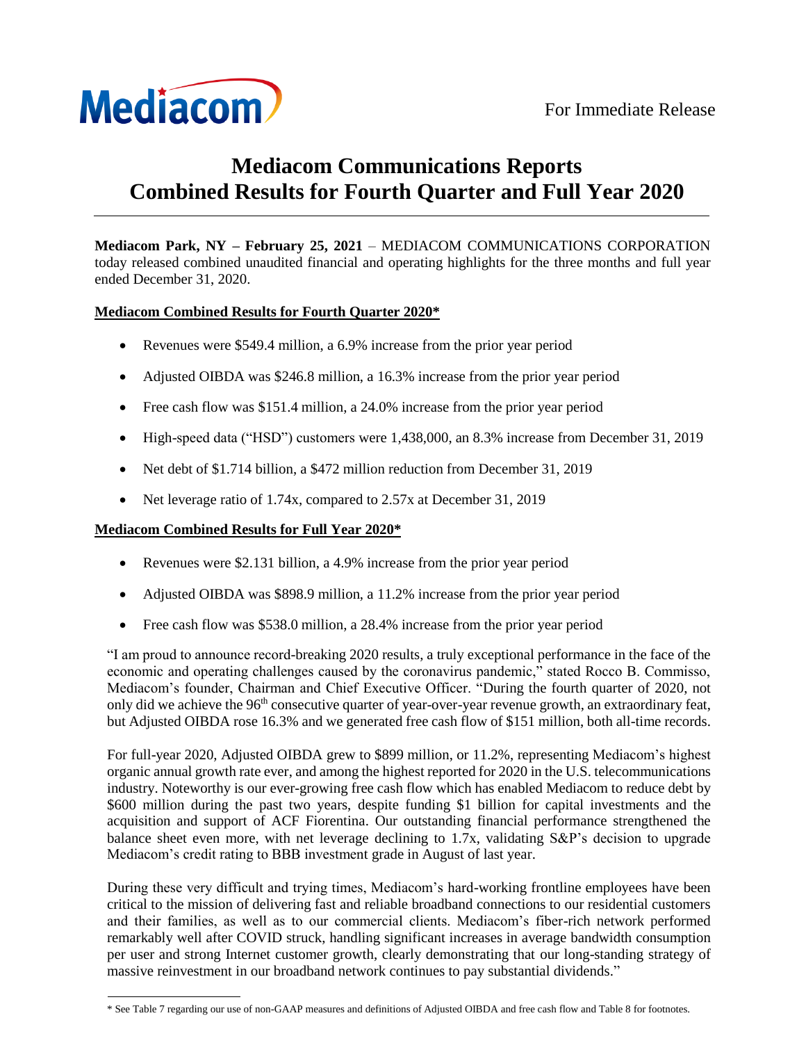Mediacom

For Immediate Release

# Mediacom Communications Reports Combined Results for Fourth Quarter and Full Year 2020

**Mediacom Park, NY – February 25, 2021** – MEDIACOM COMMUNICATIONS CORPORATION today released combined unaudited financial and operating highlights for the three months and full year ended December 31, 2020.

**Mediacom Combined Results for Fourth Quarter 2020***

- Revenues were $549.4 million, a 6.9% increase from the prior year period
- Adjusted OIBDA was $246.8 million, a 16.3% increase from the prior year period
- Free cash flow was $151.4 million, a 24.0% increase from the prior year period
- High-speed data ("HSD") customers were 1,438,000, an 8.3% increase from December 31, 2019
- Net debt of $1.714 billion, a $472 million reduction from December 31, 2019
- Net leverage ratio of 1.74x, compared to 2.57x at December 31, 2019

**Mediacom Combined Results for Full Year 2020***

- Revenues were $2.131 billion, a 4.9% increase from the prior year period
- Adjusted OIBDA was $898.9 million, a 11.2% increase from the prior year period
- Free cash flow was $538.0 million, a 28.4% increase from the prior year period

"I am proud to announce record-breaking 2020 results, a truly exceptional performance in the face of the economic and operating challenges caused by the coronavirus pandemic," stated Rocco B. Commisso, Mediacom's founder, Chairman and Chief Executive Officer. "During the fourth quarter of 2020, not only did we achieve the 96th consecutive quarter of year-over-year revenue growth, an extraordinary feat, but Adjusted OIBDA rose 16.3% and we generated free cash flow of $151 million, both all-time records.

For full-year 2020, Adjusted OIBDA grew to $899 million, or 11.2%, representing Mediacom's highest organic annual growth rate ever, and among the highest reported for 2020 in the U.S. telecommunications industry. Noteworthy is our ever-growing free cash flow which has enabled Mediacom to reduce debt by $600 million during the past two years, despite funding $1 billion for capital investments and the acquisition and support of ACF Fiorentina. Our outstanding financial performance strengthened the balance sheet even more, with net leverage declining to 1.7x, validating S&P's decision to upgrade Mediacom's credit rating to BBB investment grade in August of last year.

During these very difficult and trying times, Mediacom's hard-working frontline employees have been critical to the mission of delivering fast and reliable broadband connections to our residential customers and their families, as well as to our commercial clients. Mediacom's fiber-rich network performed remarkably well after COVID struck, handling significant increases in average bandwidth consumption per user and strong Internet customer growth, clearly demonstrating that our long-standing strategy of massive reinvestment in our broadband network continues to pay substantial dividends."

* See Table 7 regarding our use of non-GAAP measures and definitions of Adjusted OIBDA and free cash flow and Table 8 for footnotes.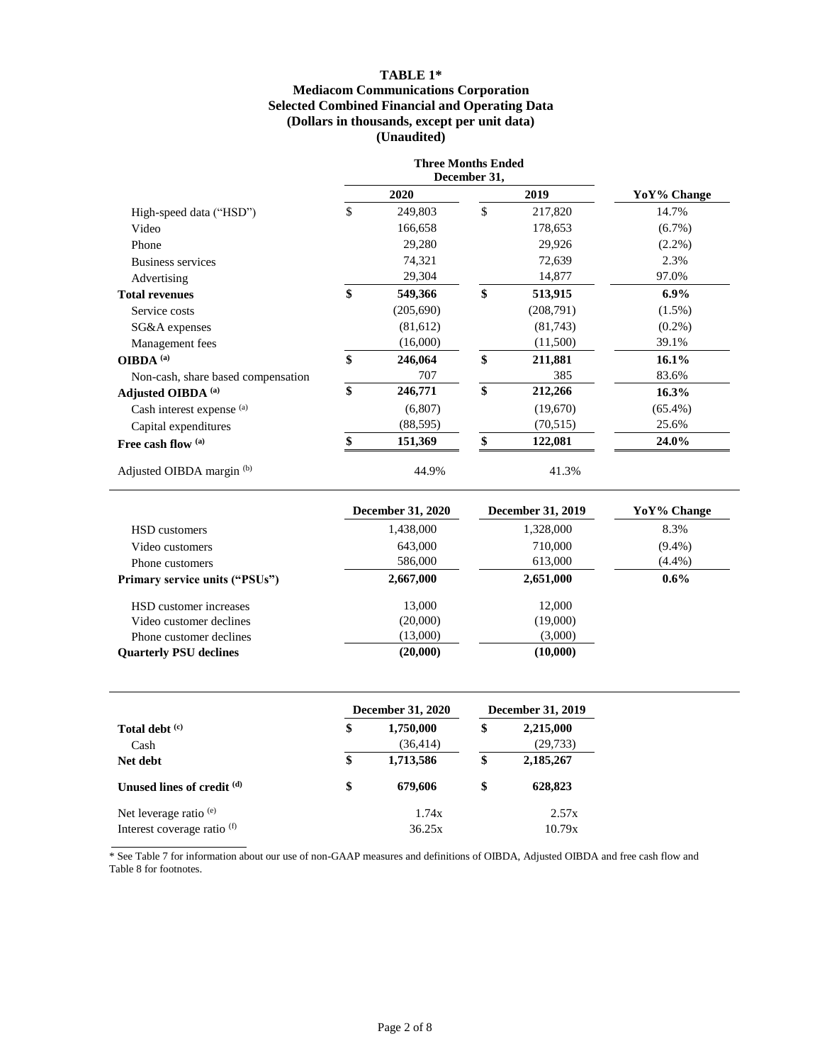# TABLE 1*
## Mediacom Communications Corporation
## Selected Combined Financial and Operating Data
## (Dollars in thousands, except per unit data)
## (Unaudited)

| | Three Months Ended December 31, 2020 | Three Months Ended December 31, 2019 | YoY% Change |
|---|---|---|---|
| High-speed data ("HSD") | $ 249,803 | $ 217,820 | 14.7% |
| Video | 166,658 | 178,653 | (6.7%) |
| Phone | 29,280 | 29,926 | (2.2%) |
| Business services | 74,321 | 72,639 | 2.3% |
| Advertising | 29,304 | 14,877 | 97.0% |
| **Total revenues** | **$ 549,366** | **$ 513,915** | **6.9%** |
| Service costs | (205,690) | (208,791) | (1.5%) |
| SG&A expenses | (81,612) | (81,743) | (0.2%) |
| Management fees | (16,000) | (11,500) | 39.1% |
| **OIBDA (a)** | **$ 246,064** | **$ 211,881** | **16.1%** |
| Non-cash, share based compensation | 707 | 385 | 83.6% |
| **Adjusted OIBDA (a)** | **$ 246,771** | **$ 212,266** | **16.3%** |
| Cash interest expense (a) | (6,807) | (19,670) | (65.4%) |
| Capital expenditures | (88,595) | (70,515) | 25.6% |
| **Free cash flow (a)** | **$ 151,369** | **$ 122,081** | **24.0%** |
| | | | |
| Adjusted OIBDA margin (b) | 44.9% | 41.3% | |

| | December 31, 2020 | December 31, 2019 | YoY% Change |
|---|---|---|---|
| HSD customers | 1,438,000 | 1,328,000 | 8.3% |
| Video customers | 643,000 | 710,000 | (9.4%) |
| Phone customers | 586,000 | 613,000 | (4.4%) |
| **Primary service units ("PSUs")** | **2,667,000** | **2,651,000** | **0.6%** |
| | | | |
| HSD customer increases | 13,000 | 12,000 | |
| Video customer declines | (20,000) | (19,000) | |
| Phone customer declines | (13,000) | (3,000) | |
| **Quarterly PSU declines** | **(20,000)** | **(10,000)** | |

| | December 31, 2020 | December 31, 2019 |
|---|---|---|
| **Total debt (c)** | **$ 1,750,000** | **$ 2,215,000** |
| Cash | (36,414) | (29,733) |
| **Net debt** | **$ 1,713,586** | **$ 2,185,267** |
| | | |
| **Unused lines of credit (d)** | **$ 679,606** | **$ 628,823** |
| | | |
| Net leverage ratio (e) | 1.74x | 2.57x |
| Interest coverage ratio (f) | 36.25x | 10.79x |

* See Table 7 for information about our use of non-GAAP measures and definitions of OIBDA, Adjusted OIBDA and free cash flow and Table 8 for footnotes.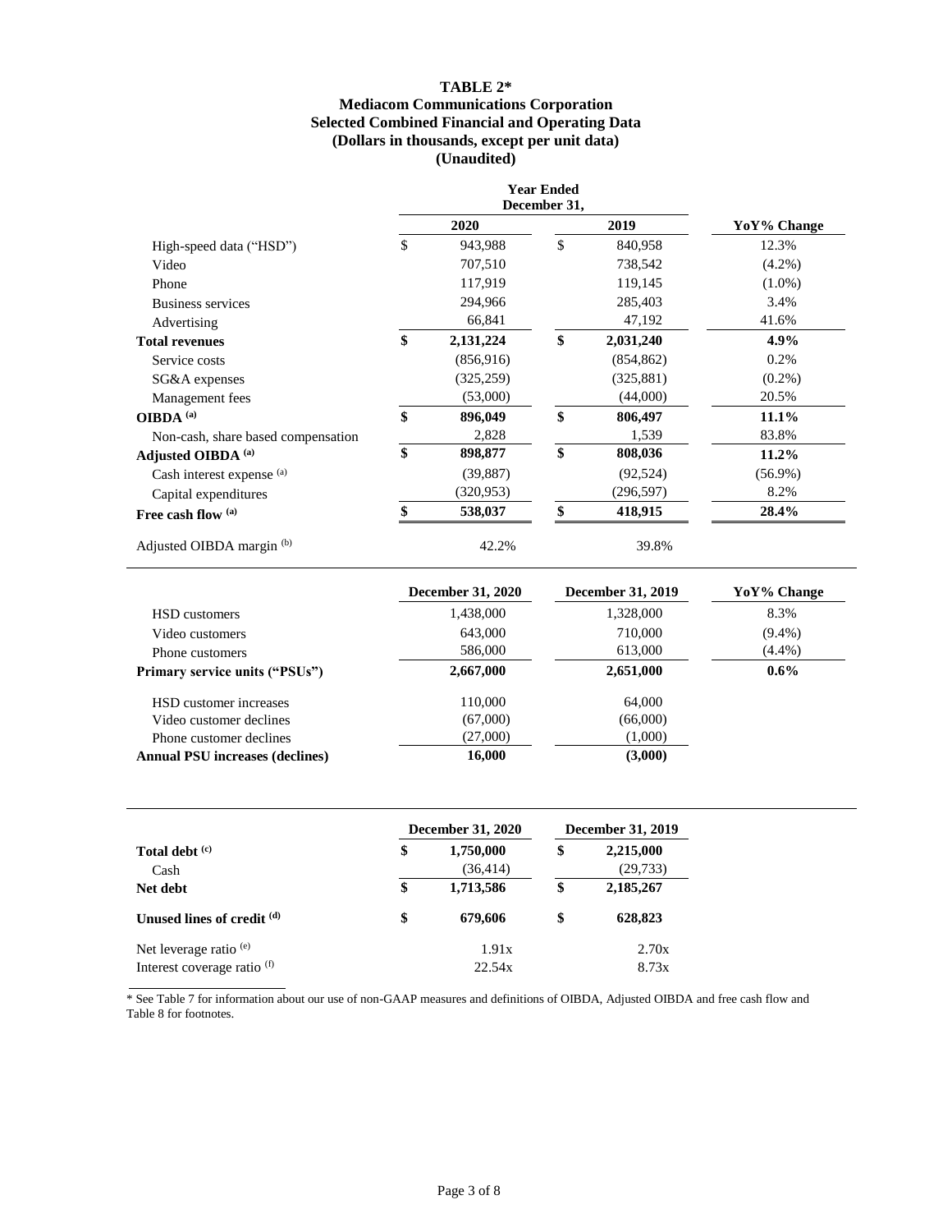**TABLE 2***
**Mediacom Communications Corporation**
**Selected Combined Financial and Operating Data**
**(Dollars in thousands, except per unit data)**
**(Unaudited)**

| | Year Ended December 31, | | |
|---|---|---|---|
| | 2020 | 2019 | YoY% Change |
| High-speed data ("HSD") | $ 943,988 | $ 840,958 | 12.3% |
| Video | 707,510 | 738,542 | (4.2%) |
| Phone | 117,919 | 119,145 | (1.0%) |
| Business services | 294,966 | 285,403 | 3.4% |
| Advertising | 66,841 | 47,192 | 41.6% |
| **Total revenues** | **$ 2,131,224** | **$ 2,031,240** | **4.9%** |
| Service costs | (856,916) | (854,862) | 0.2% |
| SG&A expenses | (325,259) | (325,881) | (0.2%) |
| Management fees | (53,000) | (44,000) | 20.5% |
| **OIBDA [(a)]** | **$ 896,049** | **$ 806,497** | **11.1%** |
| Non-cash, share based compensation | 2,828 | 1,539 | 83.8% |
| **Adjusted OIBDA [(a)]** | **$ 898,877** | **$ 808,036** | **11.2%** |
| Cash interest expense [(a)] | (39,887) | (92,524) | (56.9%) |
| Capital expenditures | (320,953) | (296,597) | 8.2% |
| **Free cash flow [(a)]** | **$ 538,037** | **$ 418,915** | **28.4%** |
| Adjusted OIBDA margin [(b)] | 42.2% | 39.8% | |

| | December 31, 2020 | December 31, 2019 | YoY% Change |
|---|---|---|---|
| HSD customers | 1,438,000 | 1,328,000 | 8.3% |
| Video customers | 643,000 | 710,000 | (9.4%) |
| Phone customers | 586,000 | 613,000 | (4.4%) |
| **Primary service units ("PSUs")** | **2,667,000** | **2,651,000** | **0.6%** |
| HSD customer increases | 110,000 | 64,000 | |
| Video customer declines | (67,000) | (66,000) | |
| Phone customer declines | (27,000) | (1,000) | |
| **Annual PSU increases (declines)** | **16,000** | **(3,000)** | |

| | December 31, 2020 | December 31, 2019 |
|---|---|---|
| **Total debt [(c)]** | **$ 1,750,000** | **$ 2,215,000** |
| Cash | (36,414) | (29,733) |
| **Net debt** | **$ 1,713,586** | **$ 2,185,267** |
| **Unused lines of credit [(d)]** | **$ 679,606** | **$ 628,823** |
| Net leverage ratio [(e)] | 1.91x | 2.70x |
| Interest coverage ratio [(f)] | 22.54x | 8.73x |

* See Table 7 for information about our use of non-GAAP measures and definitions of OIBDA, Adjusted OIBDA and free cash flow and Table 8 for footnotes.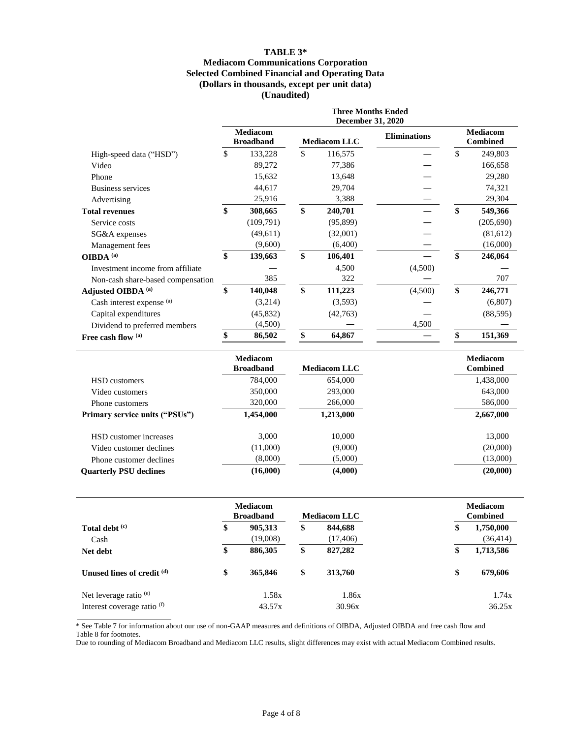# TABLE 3*

## Mediacom Communications Corporation
## Selected Combined Financial and Operating Data
## (Dollars in thousands, except per unit data)
## (Unaudited)

| | Three Months Ended December 31, 2020 | | | |
|---|---|---|---|---|
| | Mediacom Broadband | Mediacom LLC | Eliminations | Mediacom Combined |
| High-speed data ("HSD") | $ 133,228 | $ 116,575 | — | $ 249,803 |
| Video | 89,272 | 77,386 | — | 166,658 |
| Phone | 15,632 | 13,648 | — | 29,280 |
| Business services | 44,617 | 29,704 | — | 74,321 |
| Advertising | 25,916 | 3,388 | — | 29,304 |
| **Total revenues** | **$ 308,665** | **$ 240,701** | — | **$ 549,366** |
| Service costs | (109,791) | (95,899) | — | (205,690) |
| SG&A expenses | (49,611) | (32,001) | — | (81,612) |
| Management fees | (9,600) | (6,400) | — | (16,000) |
| **OIBDA** [(a)] | **$ 139,663** | **$ 106,401** | — | **$ 246,064** |
| Investment income from affiliate | — | 4,500 | (4,500) | — |
| Non-cash share-based compensation | 385 | 322 | — | 707 |
| **Adjusted OIBDA** [(a)] | **$ 140,048** | **$ 111,223** | (4,500) | **$ 246,771** |
| Cash interest expense [(a)] | (3,214) | (3,593) | — | (6,807) |
| Capital expenditures | (45,832) | (42,763) | — | (88,595) |
| Dividend to preferred members | (4,500) | — | 4,500 | — |
| **Free cash flow** [(a)] | **$ 86,502** | **$ 64,867** | — | **$ 151,369** |

| | Mediacom Broadband | Mediacom LLC | Mediacom Combined |
|---|---|---|---|
| HSD customers | 784,000 | 654,000 | 1,438,000 |
| Video customers | 350,000 | 293,000 | 643,000 |
| Phone customers | 320,000 | 266,000 | 586,000 |
| **Primary service units ("PSUs")** | **1,454,000** | **1,213,000** | **2,667,000** |
| | | | |
| HSD customer increases | 3,000 | 10,000 | 13,000 |
| Video customer declines | (11,000) | (9,000) | (20,000) |
| Phone customer declines | (8,000) | (5,000) | (13,000) |
| **Quarterly PSU declines** | **(16,000)** | **(4,000)** | **(20,000)** |

| | Mediacom Broadband | Mediacom LLC | Mediacom Combined |
|---|---|---|---|
| **Total debt** [(c)] | **$ 905,313** | **$ 844,688** | **$ 1,750,000** |
| Cash | (19,008) | (17,406) | (36,414) |
| **Net debt** | **$ 886,305** | **$ 827,282** | **$ 1,713,586** |
| | | | |
| **Unused lines of credit** [(d)] | **$ 365,846** | **$ 313,760** | **$ 679,606** |
| | | | |
| Net leverage ratio [(e)] | 1.58x | 1.86x | 1.74x |
| Interest coverage ratio [(f)] | 43.57x | 30.96x | 36.25x |

* See Table 7 for information about our use of non-GAAP measures and definitions of OIBDA, Adjusted OIBDA and free cash flow and Table 8 for footnotes.

Due to rounding of Mediacom Broadband and Mediacom LLC results, slight differences may exist with actual Mediacom Combined results.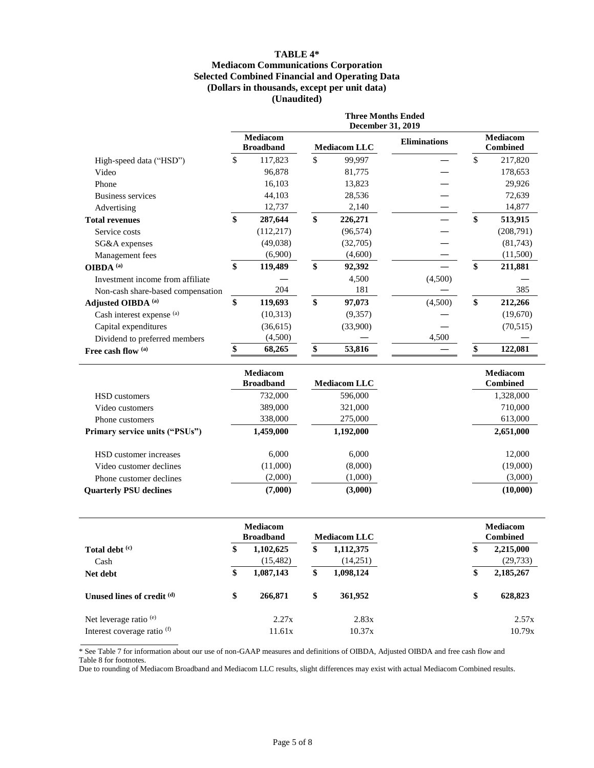**TABLE 4\***

**Mediacom Communications Corporation**

**Selected Combined Financial and Operating Data**

**(Dollars in thousands, except per unit data)**

**(Unaudited)**

| | Three Months Ended December 31, 2019 | | | |
|---|---|---|---|---|
| | **Mediacom Broadband** | **Mediacom LLC** | **Eliminations** | **Mediacom Combined** |
| High-speed data ("HSD") | $ 117,823 | $ 99,997 | — | $ 217,820 |
| Video | 96,878 | 81,775 | — | 178,653 |
| Phone | 16,103 | 13,823 | — | 29,926 |
| Business services | 44,103 | 28,536 | — | 72,639 |
| Advertising | 12,737 | 2,140 | — | 14,877 |
| **Total revenues** | **$ 287,644** | **$ 226,271** | — | **$ 513,915** |
| Service costs | (112,217) | (96,574) | — | (208,791) |
| SG&A expenses | (49,038) | (32,705) | — | (81,743) |
| Management fees | (6,900) | (4,600) | — | (11,500) |
| **OIBDA [(a)]** | **$ 119,489** | **$ 92,392** | — | **$ 211,881** |
| Investment income from affiliate | — | 4,500 | (4,500) | — |
| Non-cash share-based compensation | 204 | 181 | — | 385 |
| **Adjusted OIBDA [(a)]** | **$ 119,693** | **$ 97,073** | (4,500) | **$ 212,266** |
| Cash interest expense [(a)] | (10,313) | (9,357) | — | (19,670) |
| Capital expenditures | (36,615) | (33,900) | — | (70,515) |
| Dividend to preferred members | (4,500) | — | 4,500 | — |
| **Free cash flow [(a)]** | **$ 68,265** | **$ 53,816** | — | **$ 122,081** |

| | **Mediacom Broadband** | **Mediacom LLC** | **Mediacom Combined** |
|---|---|---|---|
| HSD customers | 732,000 | 596,000 | 1,328,000 |
| Video customers | 389,000 | 321,000 | 710,000 |
| Phone customers | 338,000 | 275,000 | 613,000 |
| **Primary service units ("PSUs")** | **1,459,000** | **1,192,000** | **2,651,000** |
| HSD customer increases | 6,000 | 6,000 | 12,000 |
| Video customer declines | (11,000) | (8,000) | (19,000) |
| Phone customer declines | (2,000) | (1,000) | (3,000) |
| **Quarterly PSU declines** | **(7,000)** | **(3,000)** | **(10,000)** |

| | **Mediacom Broadband** | **Mediacom LLC** | **Mediacom Combined** |
|---|---|---|---|
| **Total debt [(c)]** | **$ 1,102,625** | **$ 1,112,375** | **$ 2,215,000** |
| Cash | (15,482) | (14,251) | (29,733) |
| **Net debt** | **$ 1,087,143** | **$ 1,098,124** | **$ 2,185,267** |
| **Unused lines of credit [(d)]** | **$ 266,871** | **$ 361,952** | **$ 628,823** |
| Net leverage ratio [(e)] | 2.27x | 2.83x | 2.57x |
| Interest coverage ratio [(f)] | 11.61x | 10.37x | 10.79x |

\* See Table 7 for information about our use of non-GAAP measures and definitions of OIBDA, Adjusted OIBDA and free cash flow and Table 8 for footnotes.

Due to rounding of Mediacom Broadband and Mediacom LLC results, slight differences may exist with actual Mediacom Combined results.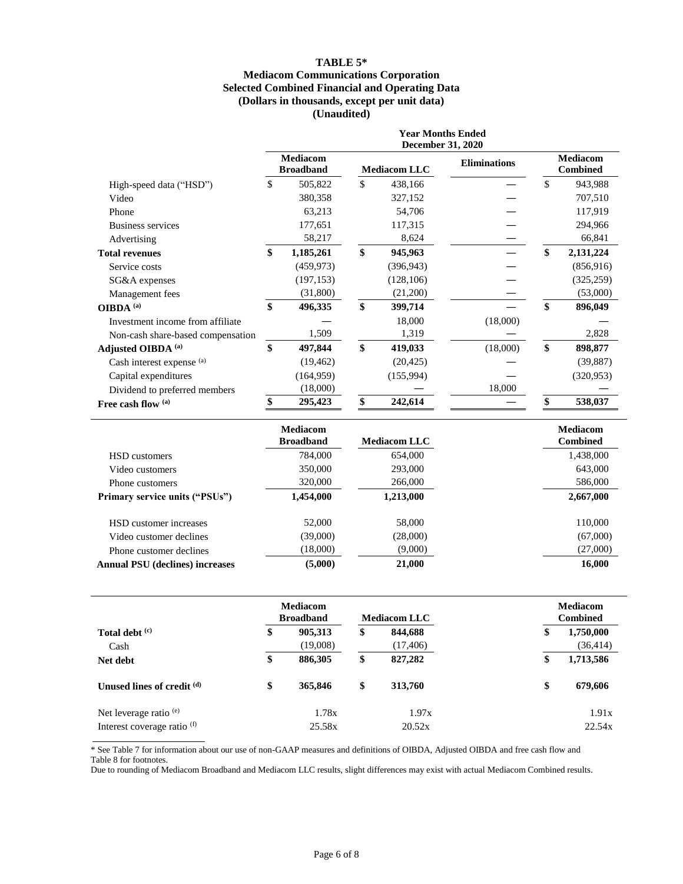**TABLE 5***
**Mediacom Communications Corporation**
**Selected Combined Financial and Operating Data**
**(Dollars in thousands, except per unit data)**
**(Unaudited)**

| | Year Months Ended December 31, 2020 | | | |
|---|---|---|---|---|
| | Mediacom Broadband | Mediacom LLC | Eliminations | Mediacom Combined |
| High-speed data ("HSD") | $ 505,822 | $ 438,166 | — | $ 943,988 |
| Video | 380,358 | 327,152 | — | 707,510 |
| Phone | 63,213 | 54,706 | — | 117,919 |
| Business services | 177,651 | 117,315 | — | 294,966 |
| Advertising | 58,217 | 8,624 | — | 66,841 |
| **Total revenues** | **$ 1,185,261** | **$ 945,963** | — | **$ 2,131,224** |
| Service costs | (459,973) | (396,943) | — | (856,916) |
| SG&A expenses | (197,153) | (128,106) | — | (325,259) |
| Management fees | (31,800) | (21,200) | — | (53,000) |
| **OIBDA [(a)]** | **$ 496,335** | **$ 399,714** | — | **$ 896,049** |
| Investment income from affiliate | — | 18,000 | (18,000) | — |
| Non-cash share-based compensation | 1,509 | 1,319 | — | 2,828 |
| **Adjusted OIBDA [(a)]** | **$ 497,844** | **$ 419,033** | (18,000) | **$ 898,877** |
| Cash interest expense [(a)] | (19,462) | (20,425) | — | (39,887) |
| Capital expenditures | (164,959) | (155,994) | — | (320,953) |
| Dividend to preferred members | (18,000) | — | 18,000 | — |
| **Free cash flow [(a)]** | **$ 295,423** | **$ 242,614** | — | **$ 538,037** |

| | Mediacom Broadband | Mediacom LLC | Mediacom Combined |
|---|---|---|---|
| HSD customers | 784,000 | 654,000 | 1,438,000 |
| Video customers | 350,000 | 293,000 | 643,000 |
| Phone customers | 320,000 | 266,000 | 586,000 |
| **Primary service units ("PSUs")** | **1,454,000** | **1,213,000** | **2,667,000** |
| | | | |
| HSD customer increases | 52,000 | 58,000 | 110,000 |
| Video customer declines | (39,000) | (28,000) | (67,000) |
| Phone customer declines | (18,000) | (9,000) | (27,000) |
| **Annual PSU (declines) increases** | **(5,000)** | **21,000** | **16,000** |

| | Mediacom Broadband | Mediacom LLC | Mediacom Combined |
|---|---|---|---|
| **Total debt [(c)]** | **$ 905,313** | **$ 844,688** | **$ 1,750,000** |
| Cash | (19,008) | (17,406) | (36,414) |
| **Net debt** | **$ 886,305** | **$ 827,282** | **$ 1,713,586** |
| | | | |
| **Unused lines of credit [(d)]** | **$ 365,846** | **$ 313,760** | **$ 679,606** |
| | | | |
| Net leverage ratio [(e)] | 1.78x | 1.97x | 1.91x |
| Interest coverage ratio [(f)] | 25.58x | 20.52x | 22.54x |

\* See Table 7 for information about our use of non-GAAP measures and definitions of OIBDA, Adjusted OIBDA and free cash flow and Table 8 for footnotes.

Due to rounding of Mediacom Broadband and Mediacom LLC results, slight differences may exist with actual Mediacom Combined results.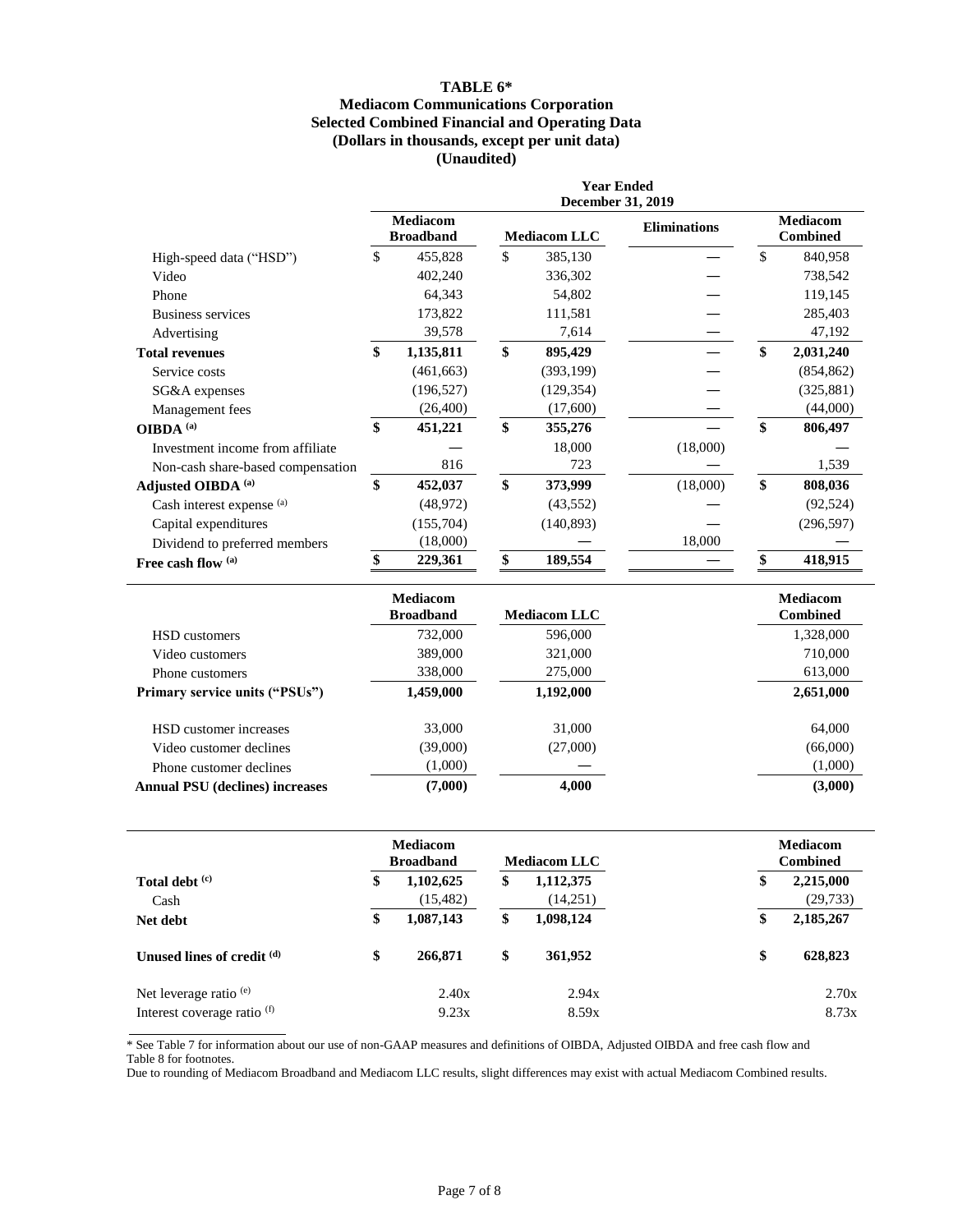# TABLE 6*

## Mediacom Communications Corporation
## Selected Combined Financial and Operating Data
## (Dollars in thousands, except per unit data)
## (Unaudited)

| | Year Ended December 31, 2019 | | | |
|---|---|---|---|---|
| | Mediacom Broadband | Mediacom LLC | Eliminations | Mediacom Combined |
| High-speed data ("HSD") | $ 455,828 | $ 385,130 | — | $ 840,958 |
| Video | 402,240 | 336,302 | — | 738,542 |
| Phone | 64,343 | 54,802 | — | 119,145 |
| Business services | 173,822 | 111,581 | — | 285,403 |
| Advertising | 39,578 | 7,614 | — | 47,192 |
| **Total revenues** | **$ 1,135,811** | **$ 895,429** | — | **$ 2,031,240** |
| Service costs | (461,663) | (393,199) | — | (854,862) |
| SG&A expenses | (196,527) | (129,354) | — | (325,881) |
| Management fees | (26,400) | (17,600) | — | (44,000) |
| **OIBDA (a)** | **$ 451,221** | **$ 355,276** | — | **$ 806,497** |
| Investment income from affiliate | — | 18,000 | (18,000) | — |
| Non-cash share-based compensation | 816 | 723 | — | 1,539 |
| **Adjusted OIBDA (a)** | **$ 452,037** | **$ 373,999** | (18,000) | **$ 808,036** |
| Cash interest expense (a) | (48,972) | (43,552) | — | (92,524) |
| Capital expenditures | (155,704) | (140,893) | — | (296,597) |
| Dividend to preferred members | (18,000) | — | 18,000 | — |
| **Free cash flow (a)** | **$ 229,361** | **$ 189,554** | — | **$ 418,915** |

| | Mediacom Broadband | Mediacom LLC | Mediacom Combined |
|---|---|---|---|
| HSD customers | 732,000 | 596,000 | 1,328,000 |
| Video customers | 389,000 | 321,000 | 710,000 |
| Phone customers | 338,000 | 275,000 | 613,000 |
| **Primary service units ("PSUs")** | **1,459,000** | **1,192,000** | **2,651,000** |
| | | | |
| HSD customer increases | 33,000 | 31,000 | 64,000 |
| Video customer declines | (39,000) | (27,000) | (66,000) |
| Phone customer declines | (1,000) | — | (1,000) |
| **Annual PSU (declines) increases** | **(7,000)** | **4,000** | **(3,000)** |

| | Mediacom Broadband | Mediacom LLC | Mediacom Combined |
|---|---|---|---|
| **Total debt (c)** | **$ 1,102,625** | **$ 1,112,375** | **$ 2,215,000** |
| Cash | (15,482) | (14,251) | (29,733) |
| **Net debt** | **$ 1,087,143** | **$ 1,098,124** | **$ 2,185,267** |
| | | | |
| **Unused lines of credit (d)** | **$ 266,871** | **$ 361,952** | **$ 628,823** |
| | | | |
| Net leverage ratio (e) | 2.40x | 2.94x | 2.70x |
| Interest coverage ratio (f) | 9.23x | 8.59x | 8.73x |

* See Table 7 for information about our use of non-GAAP measures and definitions of OIBDA, Adjusted OIBDA and free cash flow and Table 8 for footnotes.

Due to rounding of Mediacom Broadband and Mediacom LLC results, slight differences may exist with actual Mediacom Combined results.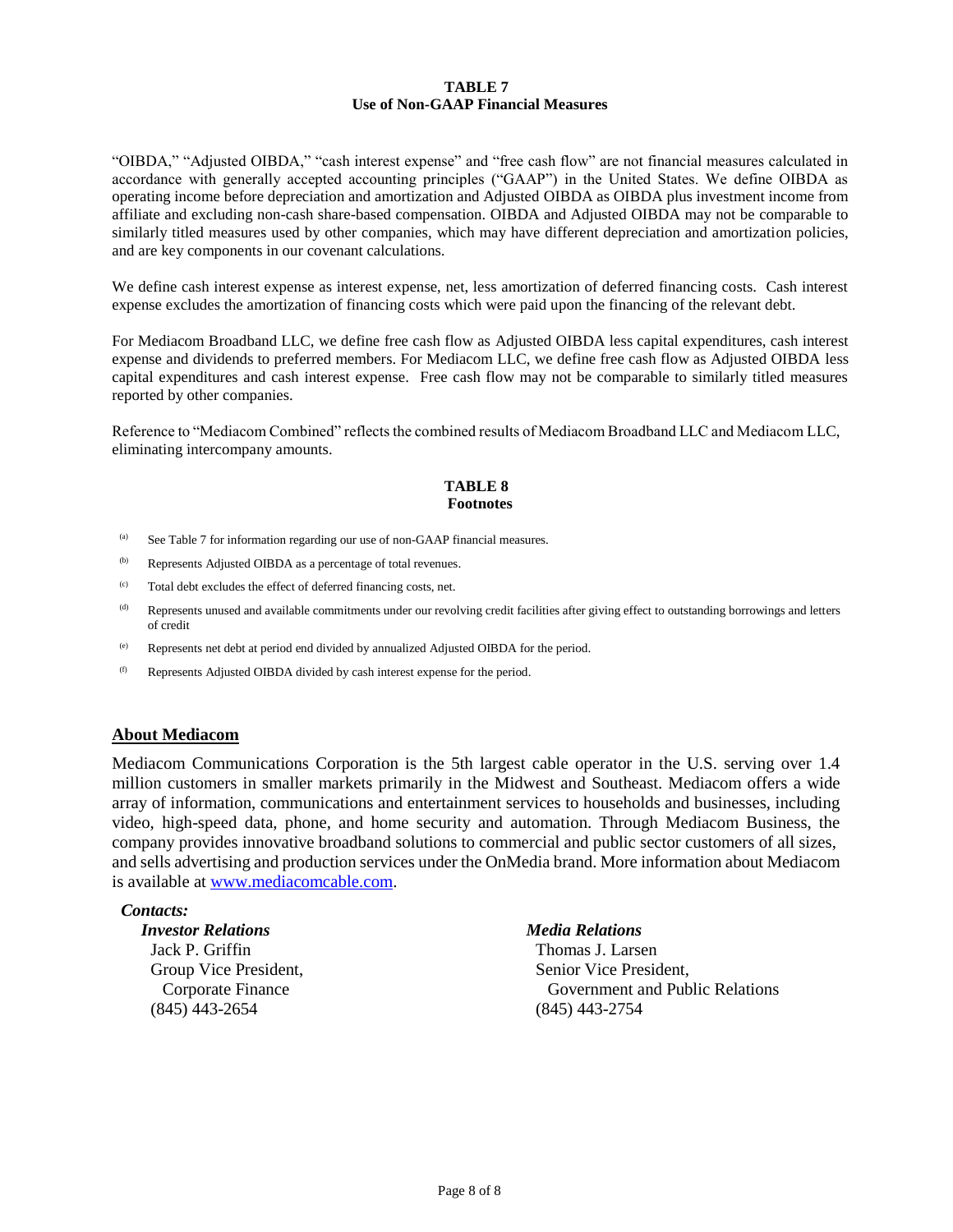**TABLE 7**
**Use of Non-GAAP Financial Measures**

"OIBDA," "Adjusted OIBDA," "cash interest expense" and "free cash flow" are not financial measures calculated in accordance with generally accepted accounting principles ("GAAP") in the United States. We define OIBDA as operating income before depreciation and amortization and Adjusted OIBDA as OIBDA plus investment income from affiliate and excluding non-cash share-based compensation. OIBDA and Adjusted OIBDA may not be comparable to similarly titled measures used by other companies, which may have different depreciation and amortization policies, and are key components in our covenant calculations.

We define cash interest expense as interest expense, net, less amortization of deferred financing costs. Cash interest expense excludes the amortization of financing costs which were paid upon the financing of the relevant debt.

For Mediacom Broadband LLC, we define free cash flow as Adjusted OIBDA less capital expenditures, cash interest expense and dividends to preferred members. For Mediacom LLC, we define free cash flow as Adjusted OIBDA less capital expenditures and cash interest expense. Free cash flow may not be comparable to similarly titled measures reported by other companies.

Reference to "Mediacom Combined" reflects the combined results of Mediacom Broadband LLC and Mediacom LLC, eliminating intercompany amounts.

**TABLE 8**
**Footnotes**

(a) See Table 7 for information regarding our use of non-GAAP financial measures.

(b) Represents Adjusted OIBDA as a percentage of total revenues.

(c) Total debt excludes the effect of deferred financing costs, net.

(d) Represents unused and available commitments under our revolving credit facilities after giving effect to outstanding borrowings and letters of credit

(e) Represents net debt at period end divided by annualized Adjusted OIBDA for the period.

(f) Represents Adjusted OIBDA divided by cash interest expense for the period.

## About Mediacom

Mediacom Communications Corporation is the 5th largest cable operator in the U.S. serving over 1.4 million customers in smaller markets primarily in the Midwest and Southeast. Mediacom offers a wide array of information, communications and entertainment services to households and businesses, including video, high-speed data, phone, and home security and automation. Through Mediacom Business, the company provides innovative broadband solutions to commercial and public sector customers of all sizes, and sells advertising and production services under the OnMedia brand. More information about Mediacom is available at www.mediacomcable.com.

***Contacts:***

*Investor Relations*
Jack P. Griffin
Group Vice President,
Corporate Finance
(845) 443-2654

*Media Relations*
Thomas J. Larsen
Senior Vice President,
Government and Public Relations
(845) 443-2754